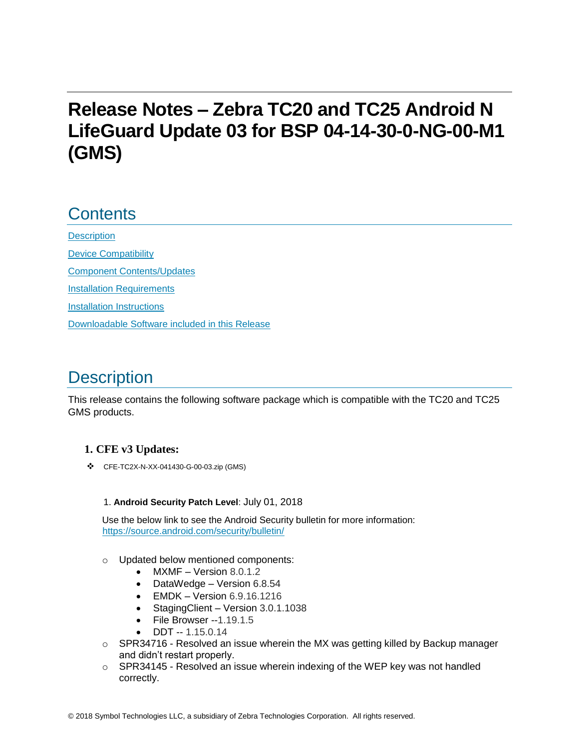# Release Notes – Zebra TC20 and TC25 Android N LifeGuard Update 03 for BSP 04-14-30-0-NG-00-M1 (GMS)

## Contents

[Description](#description)

[Device Compatibility](#device-compatibility)

[Component Contents/Updates](#component-contentsupdates)

[Installation Requirements](#installation-requirements)

[Installation Instructions](#installation-instructions)

[Downloadable Software included in this Release](#downloadable-software-included-in-this-release)

## Description

This release contains the following software package which is compatible with the TC20 and TC25 GMS products.

### 1. CFE v3 Updates:

❖ CFE-TC2X-N-XX-041430-G-00-03.zip (GMS)

1. **Android Security Patch Level**: July 01, 2018

   Use the below link to see the Android Security bulletin for more information: [https://source.android.com/security/bulletin/](https://source.android.com/security/bulletin/)

   - Updated below mentioned components:
     - MXMF – Version 8.0.1.2
     - DataWedge – Version 6.8.54
     - EMDK – Version 6.9.16.1216
     - StagingClient – Version 3.0.1.1038
     - File Browser --1.19.1.5
     - DDT -- 1.15.0.14
   - SPR34716 - Resolved an issue wherein the MX was getting killed by Backup manager and didn't restart properly.
   - SPR34145 - Resolved an issue wherein indexing of the WEP key was not handled correctly.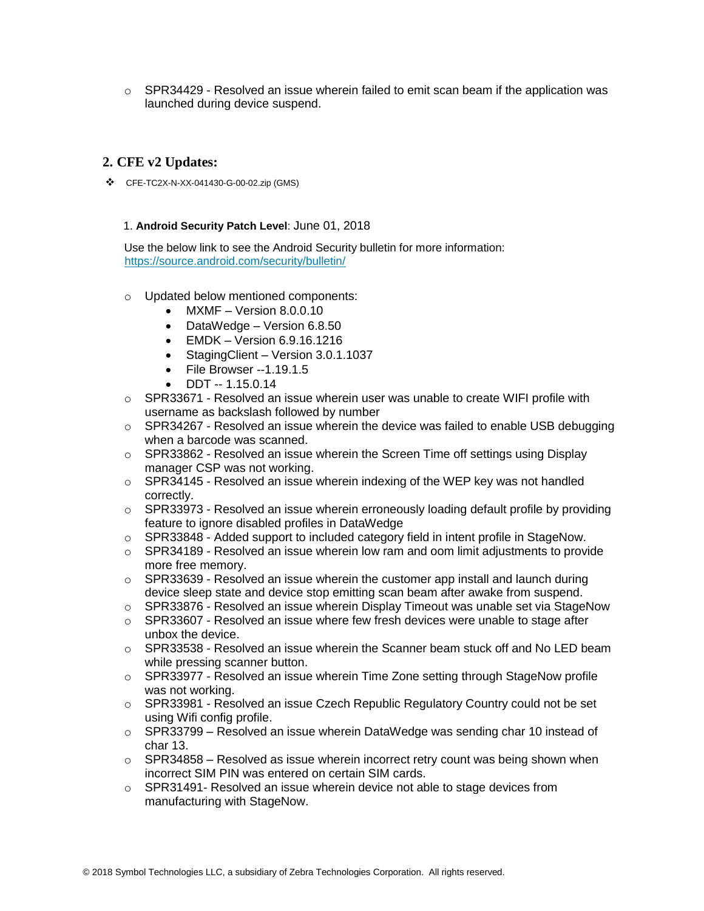- SPR34429 - Resolved an issue wherein failed to emit scan beam if the application was launched during device suspend.

## 2. CFE v2 Updates:

- CFE-TC2X-N-XX-041430-G-00-02.zip (GMS)

1. **Android Security Patch Level**: June 01, 2018

   Use the below link to see the Android Security bulletin for more information: https://source.android.com/security/bulletin/

   - Updated below mentioned components:
     - MXMF – Version 8.0.0.10
     - DataWedge – Version 6.8.50
     - EMDK – Version 6.9.16.1216
     - StagingClient – Version 3.0.1.1037
     - File Browser --1.19.1.5
     - DDT -- 1.15.0.14
   - SPR33671 - Resolved an issue wherein user was unable to create WIFI profile with username as backslash followed by number
   - SPR34267 - Resolved an issue wherein the device was failed to enable USB debugging when a barcode was scanned.
   - SPR33862 - Resolved an issue wherein the Screen Time off settings using Display manager CSP was not working.
   - SPR34145 - Resolved an issue wherein indexing of the WEP key was not handled correctly.
   - SPR33973 - Resolved an issue wherein erroneously loading default profile by providing feature to ignore disabled profiles in DataWedge
   - SPR33848 - Added support to included category field in intent profile in StageNow.
   - SPR34189 - Resolved an issue wherein low ram and oom limit adjustments to provide more free memory.
   - SPR33639 - Resolved an issue wherein the customer app install and launch during device sleep state and device stop emitting scan beam after awake from suspend.
   - SPR33876 - Resolved an issue wherein Display Timeout was unable set via StageNow
   - SPR33607 - Resolved an issue where few fresh devices were unable to stage after unbox the device.
   - SPR33538 - Resolved an issue wherein the Scanner beam stuck off and No LED beam while pressing scanner button.
   - SPR33977 - Resolved an issue wherein Time Zone setting through StageNow profile was not working.
   - SPR33981 - Resolved an issue Czech Republic Regulatory Country could not be set using Wifi config profile.
   - SPR33799 – Resolved an issue wherein DataWedge was sending char 10 instead of char 13.
   - SPR34858 – Resolved as issue wherein incorrect retry count was being shown when incorrect SIM PIN was entered on certain SIM cards.
   - SPR31491- Resolved an issue wherein device not able to stage devices from manufacturing with StageNow.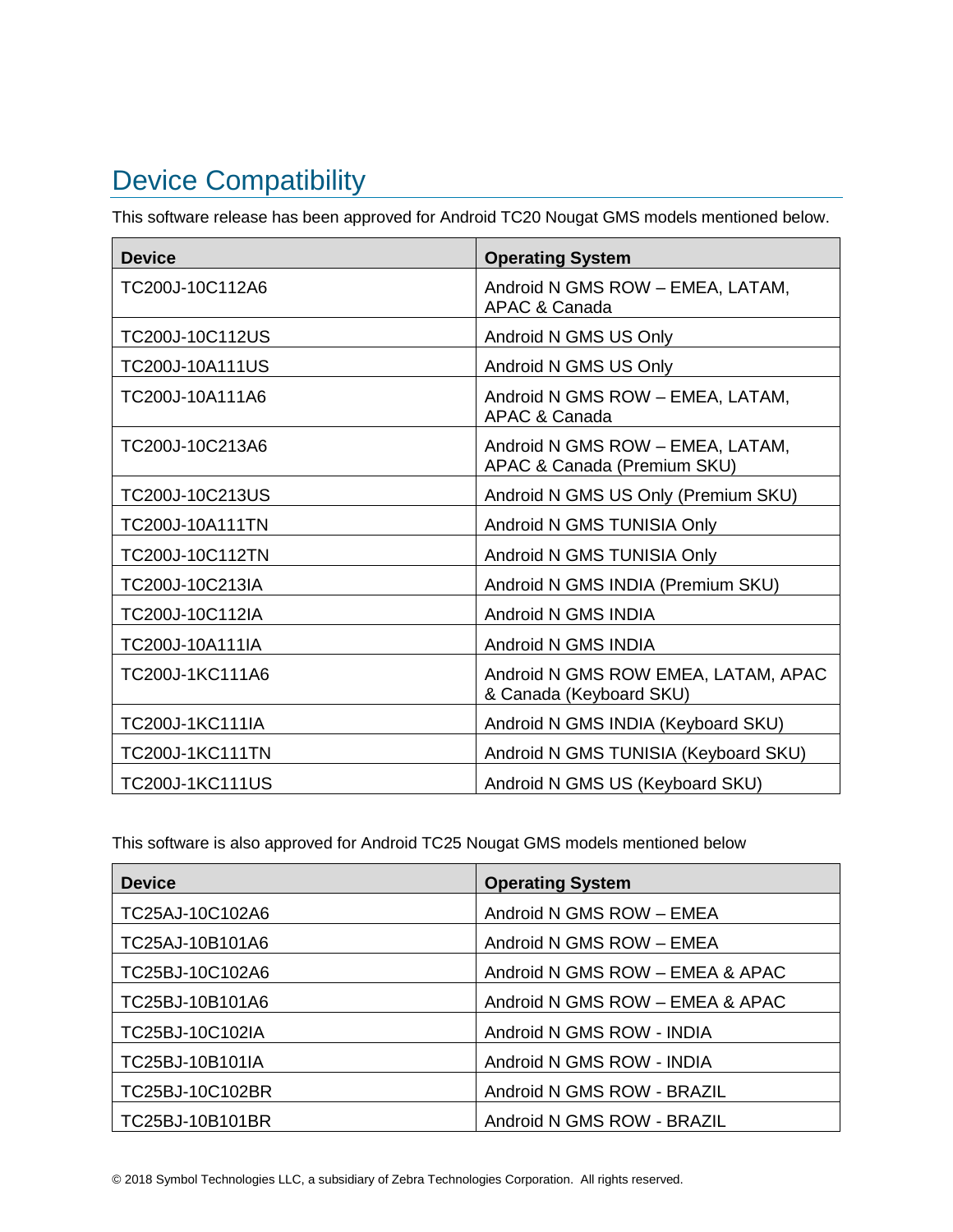# Device Compatibility

This software release has been approved for Android TC20 Nougat GMS models mentioned below.

| Device | Operating System |
| --- | --- |
| TC200J-10C112A6 | Android N GMS ROW – EMEA, LATAM, APAC & Canada |
| TC200J-10C112US | Android N GMS US Only |
| TC200J-10A111US | Android N GMS US Only |
| TC200J-10A111A6 | Android N GMS ROW – EMEA, LATAM, APAC & Canada |
| TC200J-10C213A6 | Android N GMS ROW – EMEA, LATAM, APAC & Canada (Premium SKU) |
| TC200J-10C213US | Android N GMS US Only (Premium SKU) |
| TC200J-10A111TN | Android N GMS TUNISIA Only |
| TC200J-10C112TN | Android N GMS TUNISIA Only |
| TC200J-10C213IA | Android N GMS INDIA (Premium SKU) |
| TC200J-10C112IA | Android N GMS INDIA |
| TC200J-10A111IA | Android N GMS INDIA |
| TC200J-1KC111A6 | Android N GMS ROW EMEA, LATAM, APAC & Canada (Keyboard SKU) |
| TC200J-1KC111IA | Android N GMS INDIA (Keyboard SKU) |
| TC200J-1KC111TN | Android N GMS TUNISIA (Keyboard SKU) |
| TC200J-1KC111US | Android N GMS US (Keyboard SKU) |

This software is also approved for Android TC25 Nougat GMS models mentioned below

| Device | Operating System |
| --- | --- |
| TC25AJ-10C102A6 | Android N GMS ROW – EMEA |
| TC25AJ-10B101A6 | Android N GMS ROW – EMEA |
| TC25BJ-10C102A6 | Android N GMS ROW – EMEA & APAC |
| TC25BJ-10B101A6 | Android N GMS ROW – EMEA & APAC |
| TC25BJ-10C102IA | Android N GMS ROW - INDIA |
| TC25BJ-10B101IA | Android N GMS ROW - INDIA |
| TC25BJ-10C102BR | Android N GMS ROW - BRAZIL |
| TC25BJ-10B101BR | Android N GMS ROW - BRAZIL |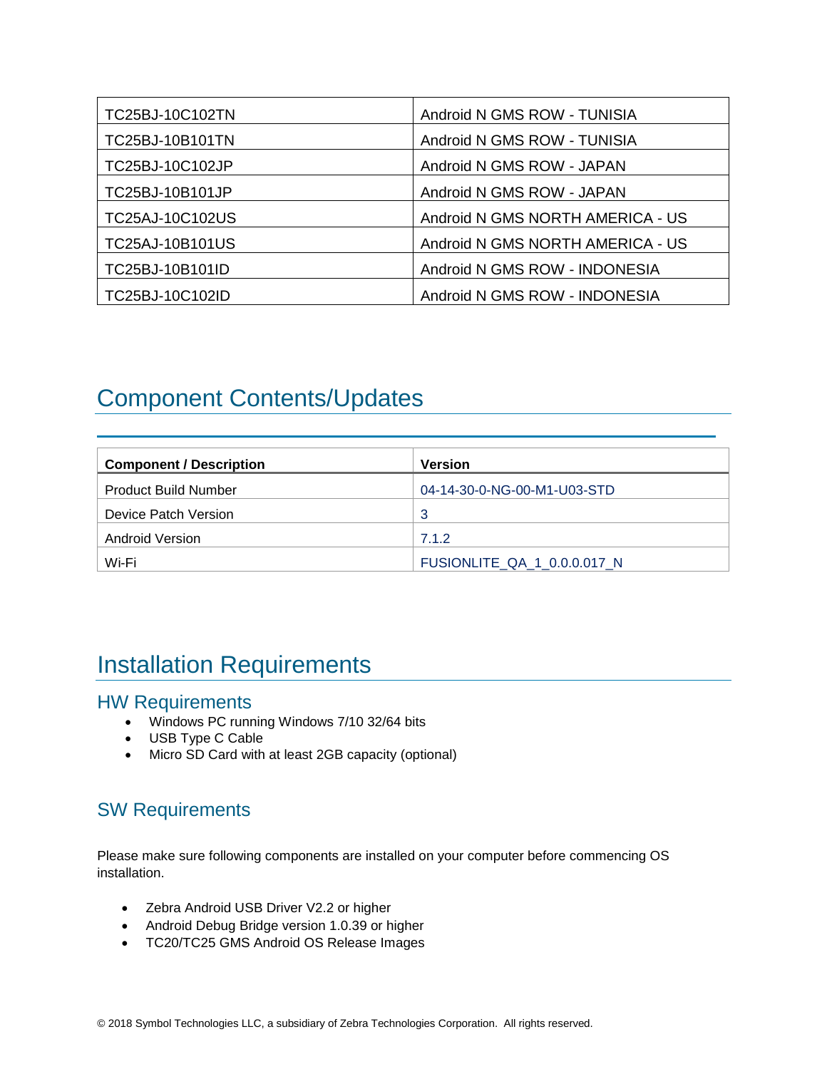| TC25BJ-10C102TN | Android N GMS ROW - TUNISIA |
| --- | --- |
| TC25BJ-10B101TN | Android N GMS ROW - TUNISIA |
| TC25BJ-10C102JP | Android N GMS ROW - JAPAN |
| TC25BJ-10B101JP | Android N GMS ROW - JAPAN |
| TC25AJ-10C102US | Android N GMS NORTH AMERICA - US |
| TC25AJ-10B101US | Android N GMS NORTH AMERICA - US |
| TC25BJ-10B101ID | Android N GMS ROW - INDONESIA |
| TC25BJ-10C102ID | Android N GMS ROW - INDONESIA |

# Component Contents/Updates

| **Component / Description** | **Version** |
| --- | --- |
| Product Build Number | 04-14-30-0-NG-00-M1-U03-STD |
| Device Patch Version | 3 |
| Android Version | 7.1.2 |
| Wi-Fi | FUSIONLITE_QA_1_0.0.0.017_N |

# Installation Requirements

## HW Requirements

- Windows PC running Windows 7/10 32/64 bits
- USB Type C Cable
- Micro SD Card with at least 2GB capacity (optional)

## SW Requirements

Please make sure following components are installed on your computer before commencing OS installation.

- Zebra Android USB Driver V2.2 or higher
- Android Debug Bridge version 1.0.39 or higher
- TC20/TC25 GMS Android OS Release Images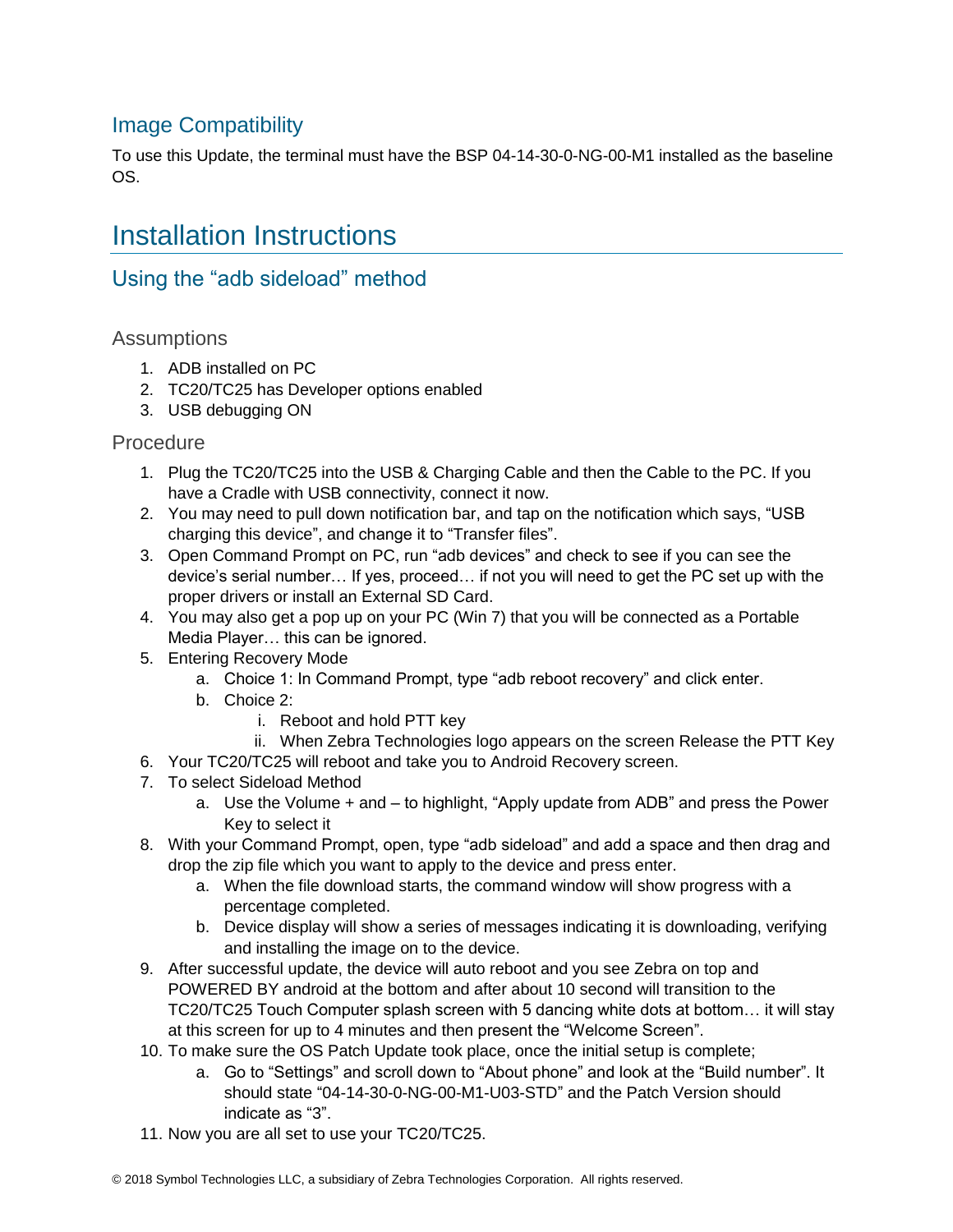## Image Compatibility

To use this Update, the terminal must have the BSP 04-14-30-0-NG-00-M1 installed as the baseline OS.

# Installation Instructions

## Using the "adb sideload" method

### Assumptions

1. ADB installed on PC
2. TC20/TC25 has Developer options enabled
3. USB debugging ON

### Procedure

1. Plug the TC20/TC25 into the USB & Charging Cable and then the Cable to the PC. If you have a Cradle with USB connectivity, connect it now.
2. You may need to pull down notification bar, and tap on the notification which says, "USB charging this device", and change it to "Transfer files".
3. Open Command Prompt on PC, run "adb devices" and check to see if you can see the device's serial number… If yes, proceed… if not you will need to get the PC set up with the proper drivers or install an External SD Card.
4. You may also get a pop up on your PC (Win 7) that you will be connected as a Portable Media Player… this can be ignored.
5. Entering Recovery Mode
   a. Choice 1: In Command Prompt, type "adb reboot recovery" and click enter.
   b. Choice 2:
      i. Reboot and hold PTT key
      ii. When Zebra Technologies logo appears on the screen Release the PTT Key
6. Your TC20/TC25 will reboot and take you to Android Recovery screen.
7. To select Sideload Method
   a. Use the Volume + and – to highlight, "Apply update from ADB" and press the Power Key to select it
8. With your Command Prompt, open, type "adb sideload" and add a space and then drag and drop the zip file which you want to apply to the device and press enter.
   a. When the file download starts, the command window will show progress with a percentage completed.
   b. Device display will show a series of messages indicating it is downloading, verifying and installing the image on to the device.
9. After successful update, the device will auto reboot and you see Zebra on top and POWERED BY android at the bottom and after about 10 second will transition to the TC20/TC25 Touch Computer splash screen with 5 dancing white dots at bottom… it will stay at this screen for up to 4 minutes and then present the "Welcome Screen".
10. To make sure the OS Patch Update took place, once the initial setup is complete;
    a. Go to "Settings" and scroll down to "About phone" and look at the "Build number". It should state "04-14-30-0-NG-00-M1-U03-STD" and the Patch Version should indicate as "3".
11. Now you are all set to use your TC20/TC25.

© 2018 Symbol Technologies LLC, a subsidiary of Zebra Technologies Corporation. All rights reserved.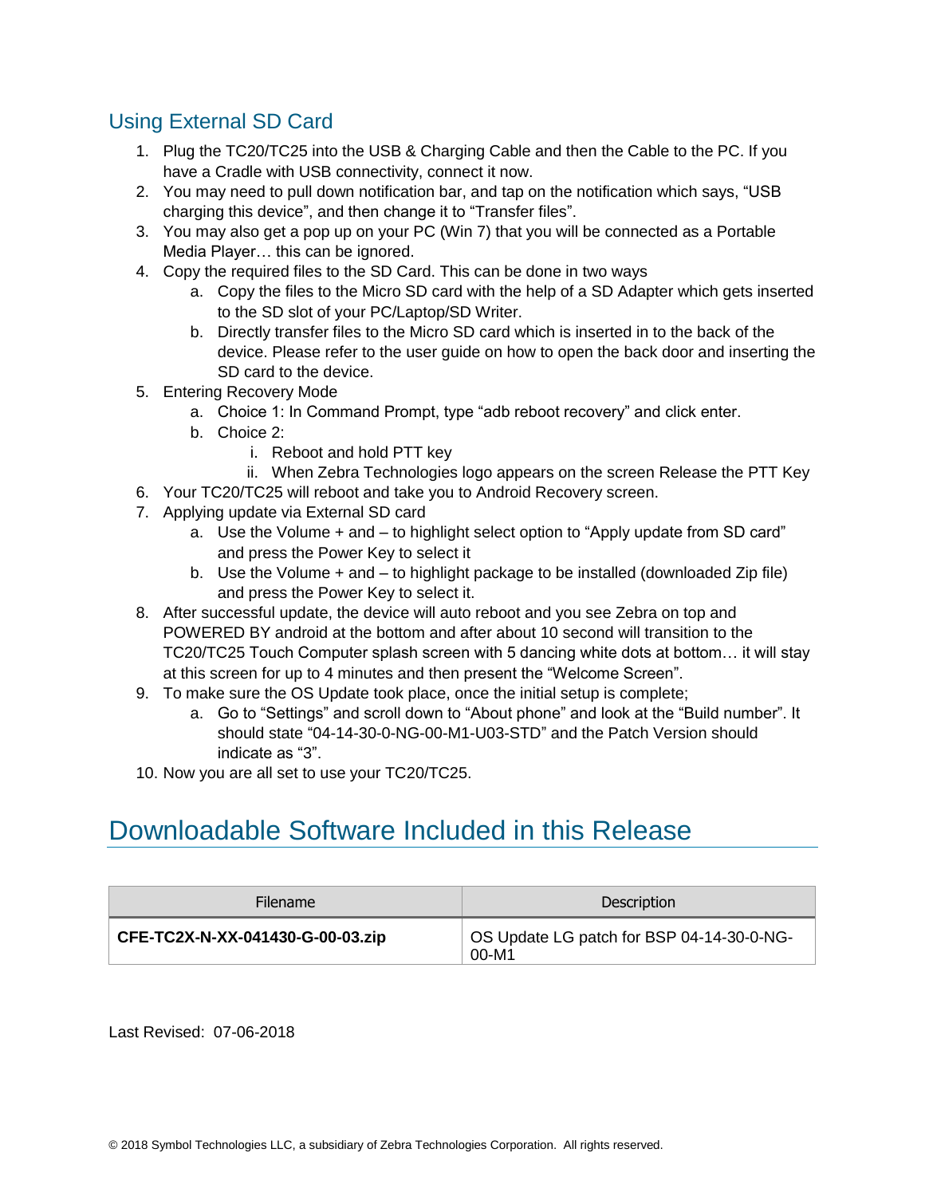## Using External SD Card

1. Plug the TC20/TC25 into the USB & Charging Cable and then the Cable to the PC. If you have a Cradle with USB connectivity, connect it now.
2. You may need to pull down notification bar, and tap on the notification which says, "USB charging this device", and then change it to "Transfer files".
3. You may also get a pop up on your PC (Win 7) that you will be connected as a Portable Media Player… this can be ignored.
4. Copy the required files to the SD Card. This can be done in two ways
    a. Copy the files to the Micro SD card with the help of a SD Adapter which gets inserted to the SD slot of your PC/Laptop/SD Writer.
    b. Directly transfer files to the Micro SD card which is inserted in to the back of the device. Please refer to the user guide on how to open the back door and inserting the SD card to the device.
5. Entering Recovery Mode
    a. Choice 1: In Command Prompt, type "adb reboot recovery" and click enter.
    b. Choice 2:
        i. Reboot and hold PTT key
        ii. When Zebra Technologies logo appears on the screen Release the PTT Key
6. Your TC20/TC25 will reboot and take you to Android Recovery screen.
7. Applying update via External SD card
    a. Use the Volume + and – to highlight select option to "Apply update from SD card" and press the Power Key to select it
    b. Use the Volume + and – to highlight package to be installed (downloaded Zip file) and press the Power Key to select it.
8. After successful update, the device will auto reboot and you see Zebra on top and POWERED BY android at the bottom and after about 10 second will transition to the TC20/TC25 Touch Computer splash screen with 5 dancing white dots at bottom… it will stay at this screen for up to 4 minutes and then present the "Welcome Screen".
9. To make sure the OS Update took place, once the initial setup is complete;
    a. Go to "Settings" and scroll down to "About phone" and look at the "Build number". It should state "04-14-30-0-NG-00-M1-U03-STD" and the Patch Version should indicate as "3".
10. Now you are all set to use your TC20/TC25.

# Downloadable Software Included in this Release

| Filename | Description |
| --- | --- |
| **CFE-TC2X-N-XX-041430-G-00-03.zip** | OS Update LG patch for BSP 04-14-30-0-NG-00-M1 |

Last Revised: 07-06-2018

© 2018 Symbol Technologies LLC, a subsidiary of Zebra Technologies Corporation. All rights reserved.